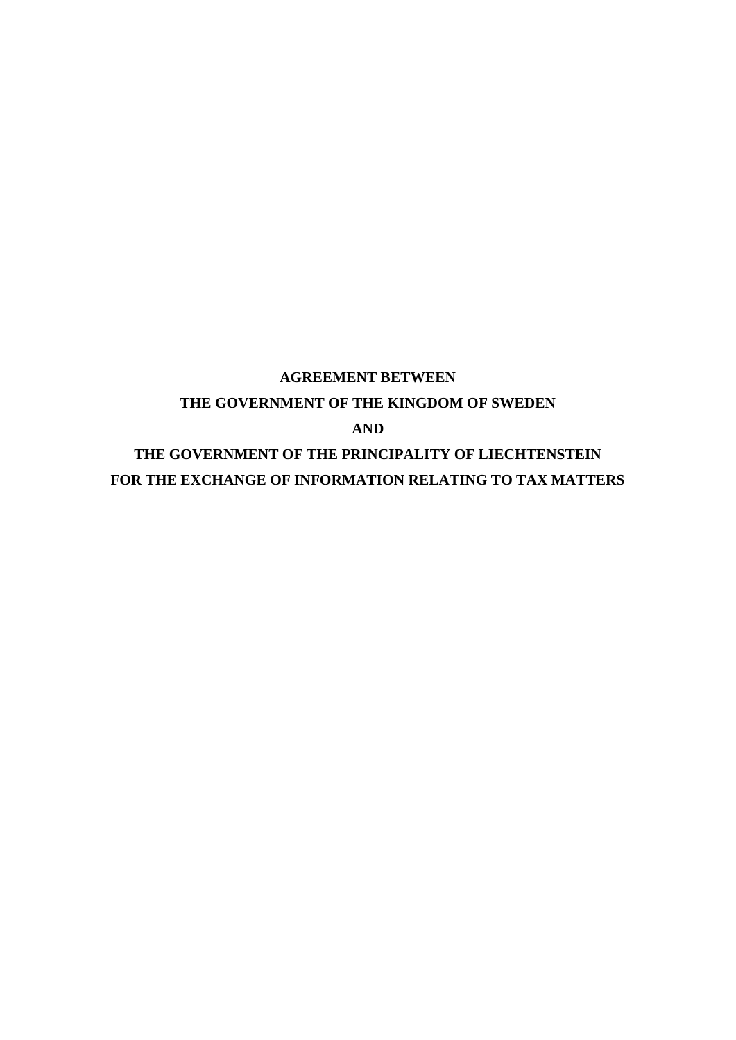# AGREEMENT BETWEEN
# THE GOVERNMENT OF THE KINGDOM OF SWEDEN
# AND
# THE GOVERNMENT OF THE PRINCIPALITY OF LIECHTENSTEIN
# FOR THE EXCHANGE OF INFORMATION RELATING TO TAX MATTERS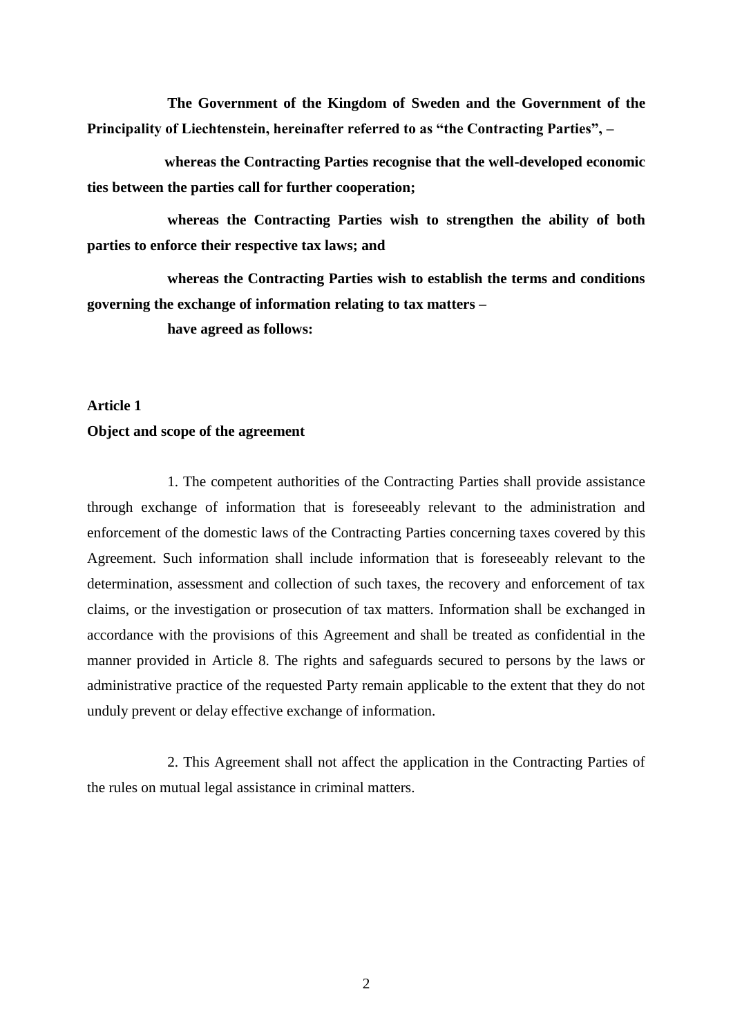**The Government of the Kingdom of Sweden and the Government of the Principality of Liechtenstein, hereinafter referred to as “the Contracting Parties”, –**

**whereas the Contracting Parties recognise that the well-developed economic ties between the parties call for further cooperation;**

**whereas the Contracting Parties wish to strengthen the ability of both parties to enforce their respective tax laws; and**

**whereas the Contracting Parties wish to establish the terms and conditions governing the exchange of information relating to tax matters –**

**have agreed as follows:**

## Article 1
## Object and scope of the agreement

1. The competent authorities of the Contracting Parties shall provide assistance through exchange of information that is foreseeably relevant to the administration and enforcement of the domestic laws of the Contracting Parties concerning taxes covered by this Agreement. Such information shall include information that is foreseeably relevant to the determination, assessment and collection of such taxes, the recovery and enforcement of tax claims, or the investigation or prosecution of tax matters. Information shall be exchanged in accordance with the provisions of this Agreement and shall be treated as confidential in the manner provided in Article 8. The rights and safeguards secured to persons by the laws or administrative practice of the requested Party remain applicable to the extent that they do not unduly prevent or delay effective exchange of information.

2. This Agreement shall not affect the application in the Contracting Parties of the rules on mutual legal assistance in criminal matters.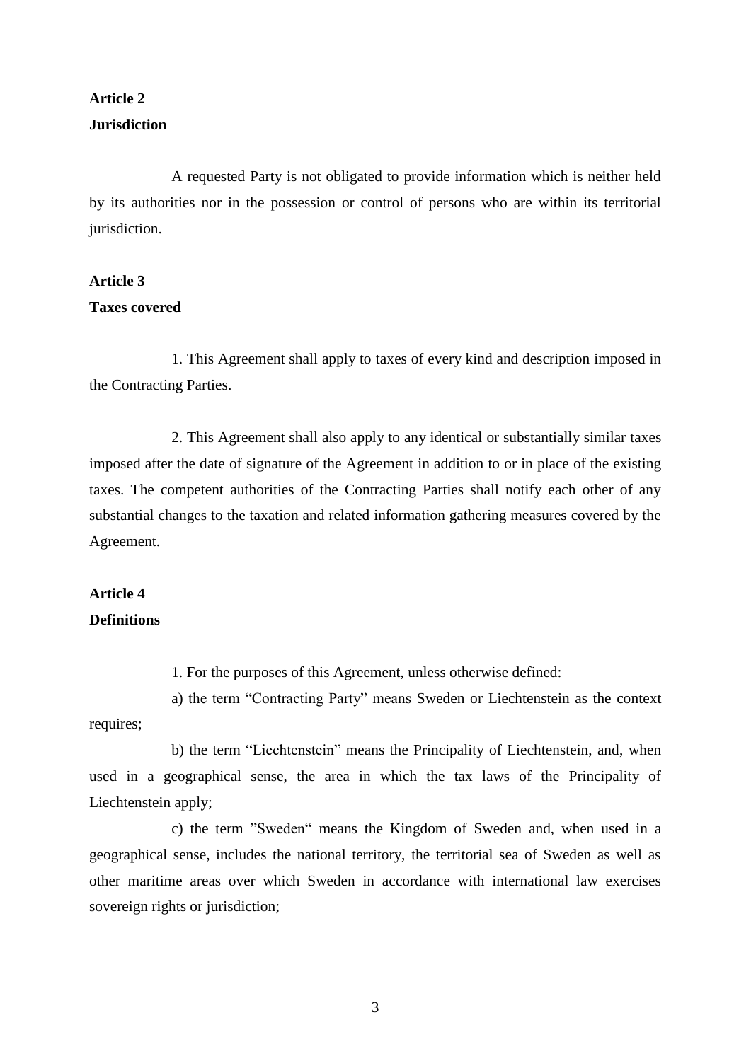**Article 2**
**Jurisdiction**

A requested Party is not obligated to provide information which is neither held by its authorities nor in the possession or control of persons who are within its territorial jurisdiction.

**Article 3**
**Taxes covered**

1. This Agreement shall apply to taxes of every kind and description imposed in the Contracting Parties.

2. This Agreement shall also apply to any identical or substantially similar taxes imposed after the date of signature of the Agreement in addition to or in place of the existing taxes. The competent authorities of the Contracting Parties shall notify each other of any substantial changes to the taxation and related information gathering measures covered by the Agreement.

**Article 4**
**Definitions**

1. For the purposes of this Agreement, unless otherwise defined:

a) the term “Contracting Party” means Sweden or Liechtenstein as the context requires;

b) the term “Liechtenstein” means the Principality of Liechtenstein, and, when used in a geographical sense, the area in which the tax laws of the Principality of Liechtenstein apply;

c) the term ”Sweden“ means the Kingdom of Sweden and, when used in a geographical sense, includes the national territory, the territorial sea of Sweden as well as other maritime areas over which Sweden in accordance with international law exercises sovereign rights or jurisdiction;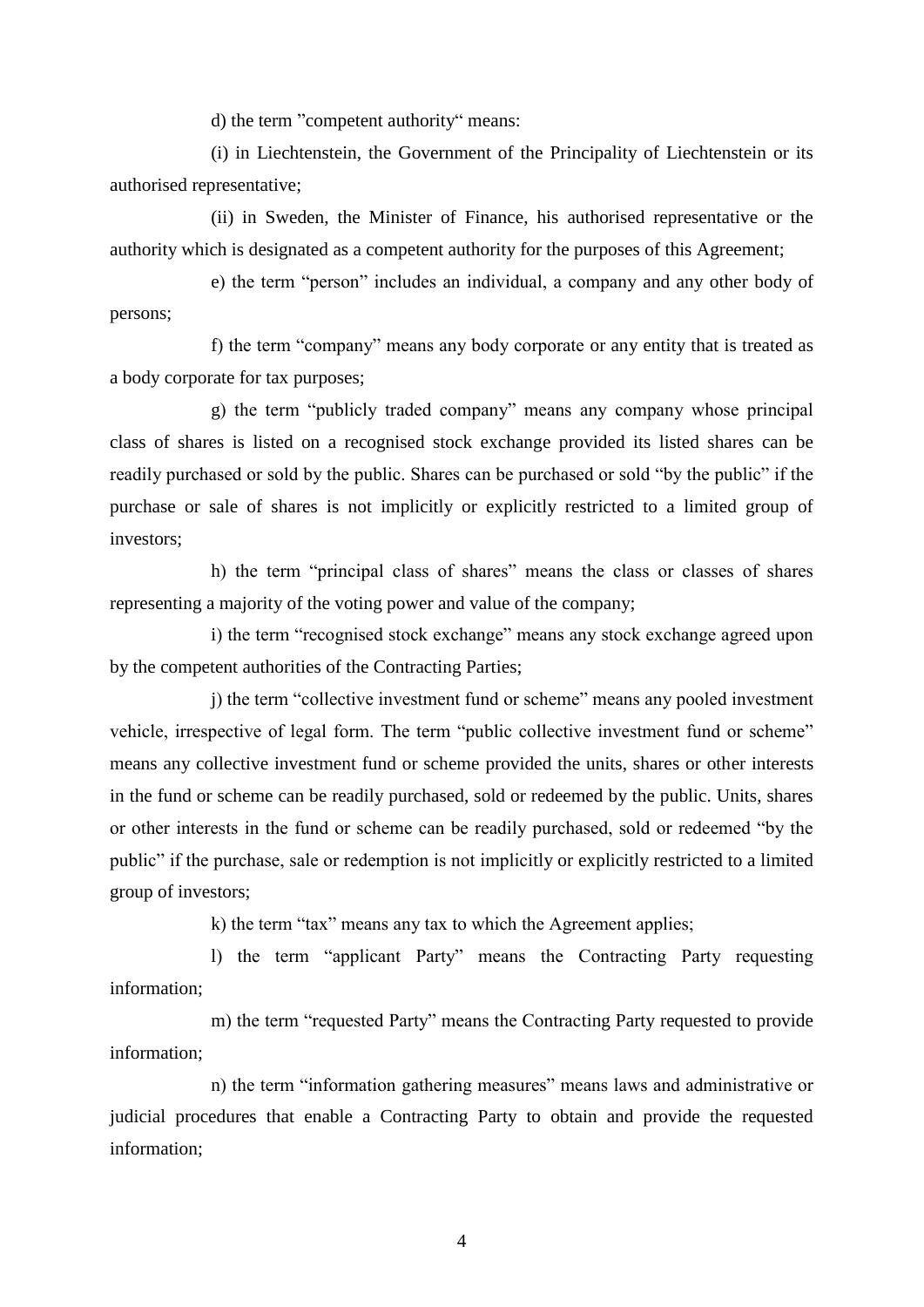d) the term ”competent authority“ means:

(i) in Liechtenstein, the Government of the Principality of Liechtenstein or its authorised representative;

(ii) in Sweden, the Minister of Finance, his authorised representative or the authority which is designated as a competent authority for the purposes of this Agreement;

e) the term “person” includes an individual, a company and any other body of persons;

f) the term “company” means any body corporate or any entity that is treated as a body corporate for tax purposes;

g) the term “publicly traded company” means any company whose principal class of shares is listed on a recognised stock exchange provided its listed shares can be readily purchased or sold by the public. Shares can be purchased or sold “by the public” if the purchase or sale of shares is not implicitly or explicitly restricted to a limited group of investors;

h) the term “principal class of shares” means the class or classes of shares representing a majority of the voting power and value of the company;

i) the term “recognised stock exchange” means any stock exchange agreed upon by the competent authorities of the Contracting Parties;

j) the term “collective investment fund or scheme” means any pooled investment vehicle, irrespective of legal form. The term “public collective investment fund or scheme” means any collective investment fund or scheme provided the units, shares or other interests in the fund or scheme can be readily purchased, sold or redeemed by the public. Units, shares or other interests in the fund or scheme can be readily purchased, sold or redeemed “by the public” if the purchase, sale or redemption is not implicitly or explicitly restricted to a limited group of investors;

k) the term “tax” means any tax to which the Agreement applies;

l) the term “applicant Party” means the Contracting Party requesting information;

m) the term “requested Party” means the Contracting Party requested to provide information;

n) the term “information gathering measures” means laws and administrative or judicial procedures that enable a Contracting Party to obtain and provide the requested information;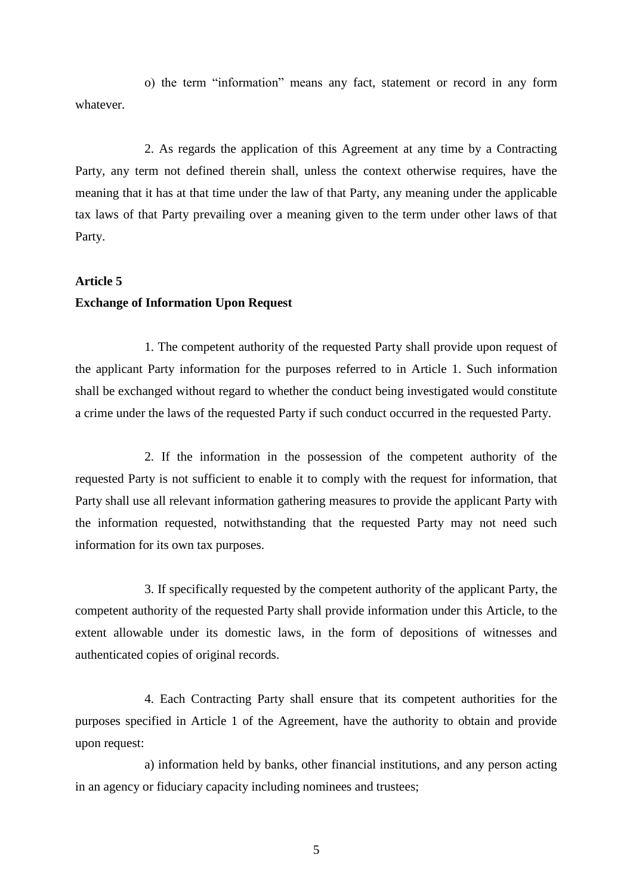o) the term “information” means any fact, statement or record in any form whatever.

2. As regards the application of this Agreement at any time by a Contracting Party, any term not defined therein shall, unless the context otherwise requires, have the meaning that it has at that time under the law of that Party, any meaning under the applicable tax laws of that Party prevailing over a meaning given to the term under other laws of that Party.

**Article 5**
**Exchange of Information Upon Request**

1. The competent authority of the requested Party shall provide upon request of the applicant Party information for the purposes referred to in Article 1. Such information shall be exchanged without regard to whether the conduct being investigated would constitute a crime under the laws of the requested Party if such conduct occurred in the requested Party.

2. If the information in the possession of the competent authority of the requested Party is not sufficient to enable it to comply with the request for information, that Party shall use all relevant information gathering measures to provide the applicant Party with the information requested, notwithstanding that the requested Party may not need such information for its own tax purposes.

3. If specifically requested by the competent authority of the applicant Party, the competent authority of the requested Party shall provide information under this Article, to the extent allowable under its domestic laws, in the form of depositions of witnesses and authenticated copies of original records.

4. Each Contracting Party shall ensure that its competent authorities for the purposes specified in Article 1 of the Agreement, have the authority to obtain and provide upon request:

a) information held by banks, other financial institutions, and any person acting in an agency or fiduciary capacity including nominees and trustees;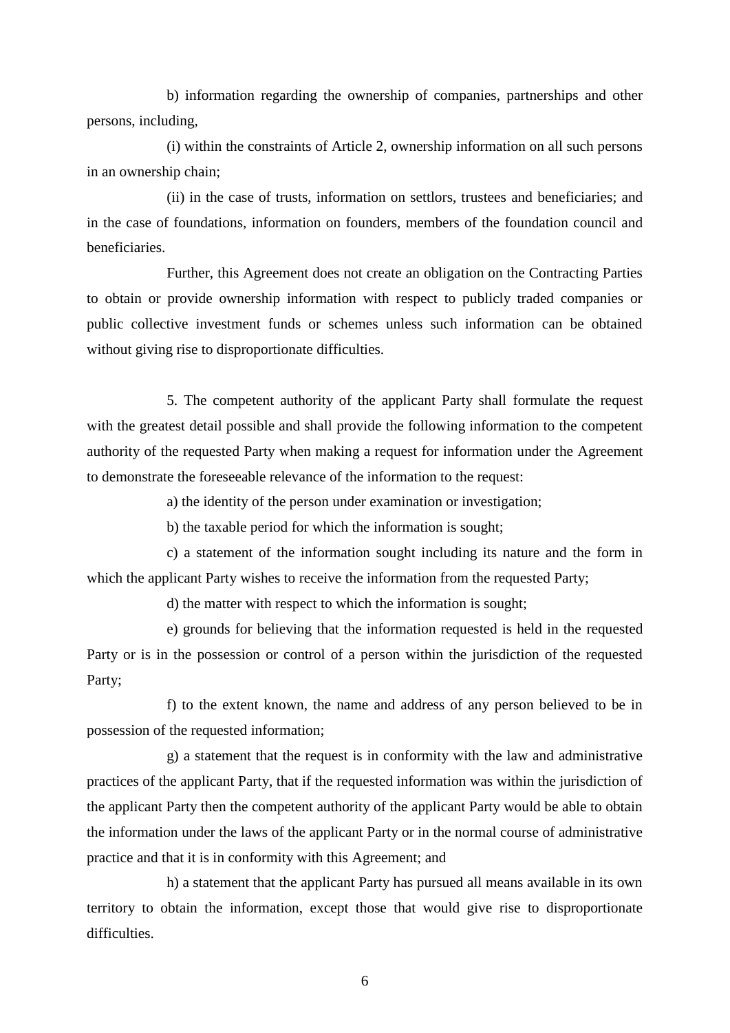b) information regarding the ownership of companies, partnerships and other persons, including,

(i) within the constraints of Article 2, ownership information on all such persons in an ownership chain;

(ii) in the case of trusts, information on settlors, trustees and beneficiaries; and in the case of foundations, information on founders, members of the foundation council and beneficiaries.

Further, this Agreement does not create an obligation on the Contracting Parties to obtain or provide ownership information with respect to publicly traded companies or public collective investment funds or schemes unless such information can be obtained without giving rise to disproportionate difficulties.

5. The competent authority of the applicant Party shall formulate the request with the greatest detail possible and shall provide the following information to the competent authority of the requested Party when making a request for information under the Agreement to demonstrate the foreseeable relevance of the information to the request:

a) the identity of the person under examination or investigation;

b) the taxable period for which the information is sought;

c) a statement of the information sought including its nature and the form in which the applicant Party wishes to receive the information from the requested Party;

d) the matter with respect to which the information is sought;

e) grounds for believing that the information requested is held in the requested Party or is in the possession or control of a person within the jurisdiction of the requested Party;

f) to the extent known, the name and address of any person believed to be in possession of the requested information;

g) a statement that the request is in conformity with the law and administrative practices of the applicant Party, that if the requested information was within the jurisdiction of the applicant Party then the competent authority of the applicant Party would be able to obtain the information under the laws of the applicant Party or in the normal course of administrative practice and that it is in conformity with this Agreement; and

h) a statement that the applicant Party has pursued all means available in its own territory to obtain the information, except those that would give rise to disproportionate difficulties.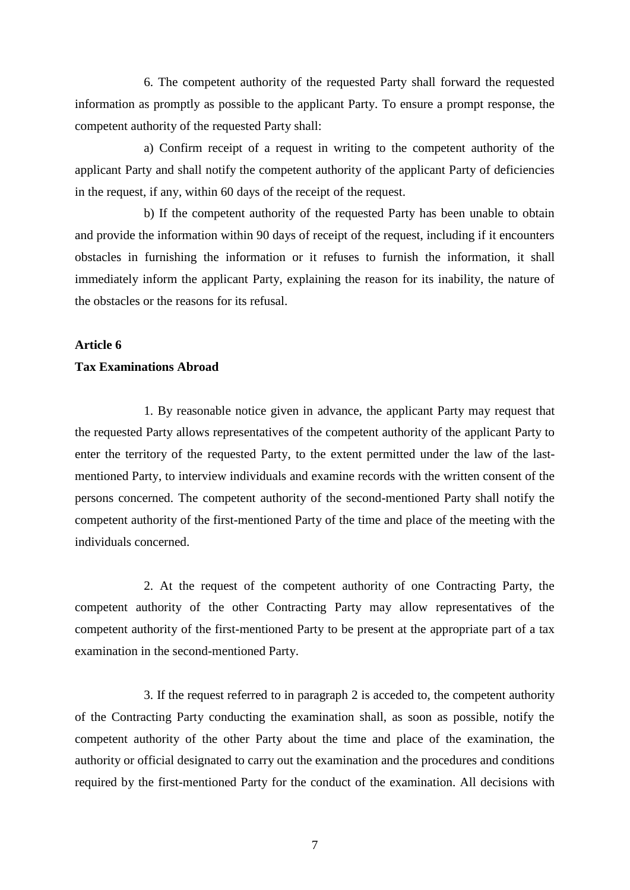6. The competent authority of the requested Party shall forward the requested information as promptly as possible to the applicant Party. To ensure a prompt response, the competent authority of the requested Party shall:

a) Confirm receipt of a request in writing to the competent authority of the applicant Party and shall notify the competent authority of the applicant Party of deficiencies in the request, if any, within 60 days of the receipt of the request.

b) If the competent authority of the requested Party has been unable to obtain and provide the information within 90 days of receipt of the request, including if it encounters obstacles in furnishing the information or it refuses to furnish the information, it shall immediately inform the applicant Party, explaining the reason for its inability, the nature of the obstacles or the reasons for its refusal.

**Article 6**

**Tax Examinations Abroad**

1. By reasonable notice given in advance, the applicant Party may request that the requested Party allows representatives of the competent authority of the applicant Party to enter the territory of the requested Party, to the extent permitted under the law of the last-mentioned Party, to interview individuals and examine records with the written consent of the persons concerned. The competent authority of the second-mentioned Party shall notify the competent authority of the first-mentioned Party of the time and place of the meeting with the individuals concerned.

2. At the request of the competent authority of one Contracting Party, the competent authority of the other Contracting Party may allow representatives of the competent authority of the first-mentioned Party to be present at the appropriate part of a tax examination in the second-mentioned Party.

3. If the request referred to in paragraph 2 is acceded to, the competent authority of the Contracting Party conducting the examination shall, as soon as possible, notify the competent authority of the other Party about the time and place of the examination, the authority or official designated to carry out the examination and the procedures and conditions required by the first-mentioned Party for the conduct of the examination. All decisions with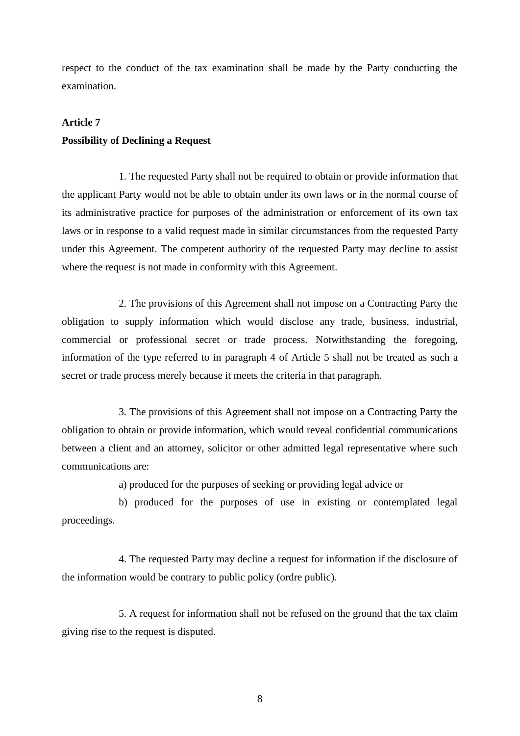respect to the conduct of the tax examination shall be made by the Party conducting the examination.

**Article 7**
**Possibility of Declining a Request**

1. The requested Party shall not be required to obtain or provide information that the applicant Party would not be able to obtain under its own laws or in the normal course of its administrative practice for purposes of the administration or enforcement of its own tax laws or in response to a valid request made in similar circumstances from the requested Party under this Agreement. The competent authority of the requested Party may decline to assist where the request is not made in conformity with this Agreement.

2. The provisions of this Agreement shall not impose on a Contracting Party the obligation to supply information which would disclose any trade, business, industrial, commercial or professional secret or trade process. Notwithstanding the foregoing, information of the type referred to in paragraph 4 of Article 5 shall not be treated as such a secret or trade process merely because it meets the criteria in that paragraph.

3. The provisions of this Agreement shall not impose on a Contracting Party the obligation to obtain or provide information, which would reveal confidential communications between a client and an attorney, solicitor or other admitted legal representative where such communications are:

a) produced for the purposes of seeking or providing legal advice or

b) produced for the purposes of use in existing or contemplated legal proceedings.

4. The requested Party may decline a request for information if the disclosure of the information would be contrary to public policy (ordre public).

5. A request for information shall not be refused on the ground that the tax claim giving rise to the request is disputed.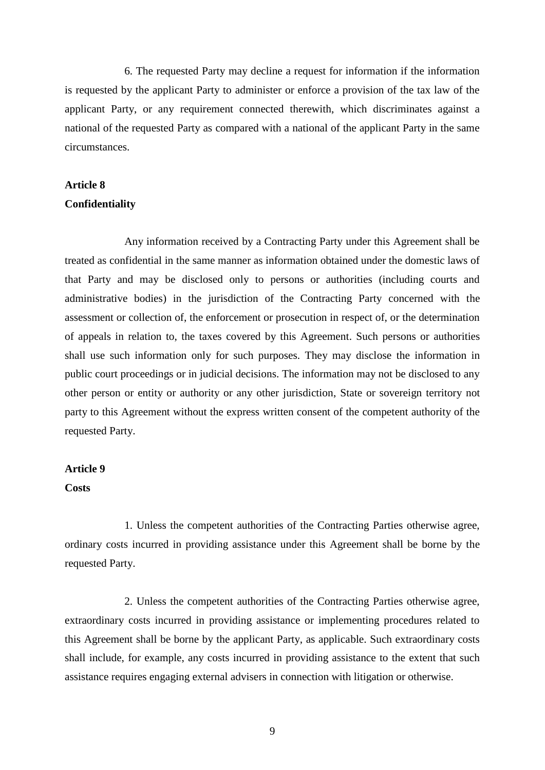6. The requested Party may decline a request for information if the information is requested by the applicant Party to administer or enforce a provision of the tax law of the applicant Party, or any requirement connected therewith, which discriminates against a national of the requested Party as compared with a national of the applicant Party in the same circumstances.

**Article 8**
**Confidentiality**

Any information received by a Contracting Party under this Agreement shall be treated as confidential in the same manner as information obtained under the domestic laws of that Party and may be disclosed only to persons or authorities (including courts and administrative bodies) in the jurisdiction of the Contracting Party concerned with the assessment or collection of, the enforcement or prosecution in respect of, or the determination of appeals in relation to, the taxes covered by this Agreement. Such persons or authorities shall use such information only for such purposes. They may disclose the information in public court proceedings or in judicial decisions. The information may not be disclosed to any other person or entity or authority or any other jurisdiction, State or sovereign territory not party to this Agreement without the express written consent of the competent authority of the requested Party.

**Article 9**
**Costs**

1. Unless the competent authorities of the Contracting Parties otherwise agree, ordinary costs incurred in providing assistance under this Agreement shall be borne by the requested Party.

2. Unless the competent authorities of the Contracting Parties otherwise agree, extraordinary costs incurred in providing assistance or implementing procedures related to this Agreement shall be borne by the applicant Party, as applicable. Such extraordinary costs shall include, for example, any costs incurred in providing assistance to the extent that such assistance requires engaging external advisers in connection with litigation or otherwise.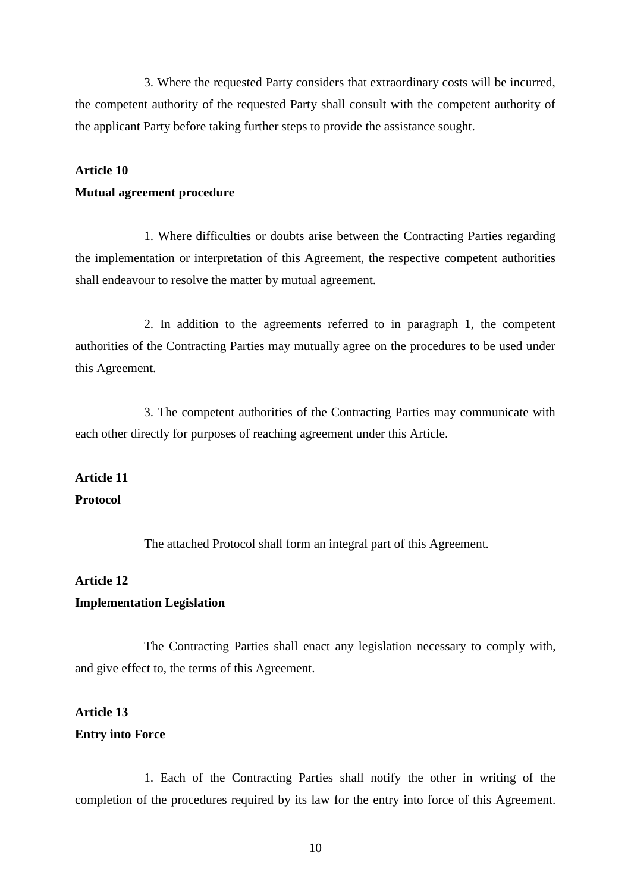3. Where the requested Party considers that extraordinary costs will be incurred, the competent authority of the requested Party shall consult with the competent authority of the applicant Party before taking further steps to provide the assistance sought.

**Article 10**
**Mutual agreement procedure**

1. Where difficulties or doubts arise between the Contracting Parties regarding the implementation or interpretation of this Agreement, the respective competent authorities shall endeavour to resolve the matter by mutual agreement.

2. In addition to the agreements referred to in paragraph 1, the competent authorities of the Contracting Parties may mutually agree on the procedures to be used under this Agreement.

3. The competent authorities of the Contracting Parties may communicate with each other directly for purposes of reaching agreement under this Article.

**Article 11**
**Protocol**

The attached Protocol shall form an integral part of this Agreement.

**Article 12**
**Implementation Legislation**

The Contracting Parties shall enact any legislation necessary to comply with, and give effect to, the terms of this Agreement.

**Article 13**
**Entry into Force**

1. Each of the Contracting Parties shall notify the other in writing of the completion of the procedures required by its law for the entry into force of this Agreement.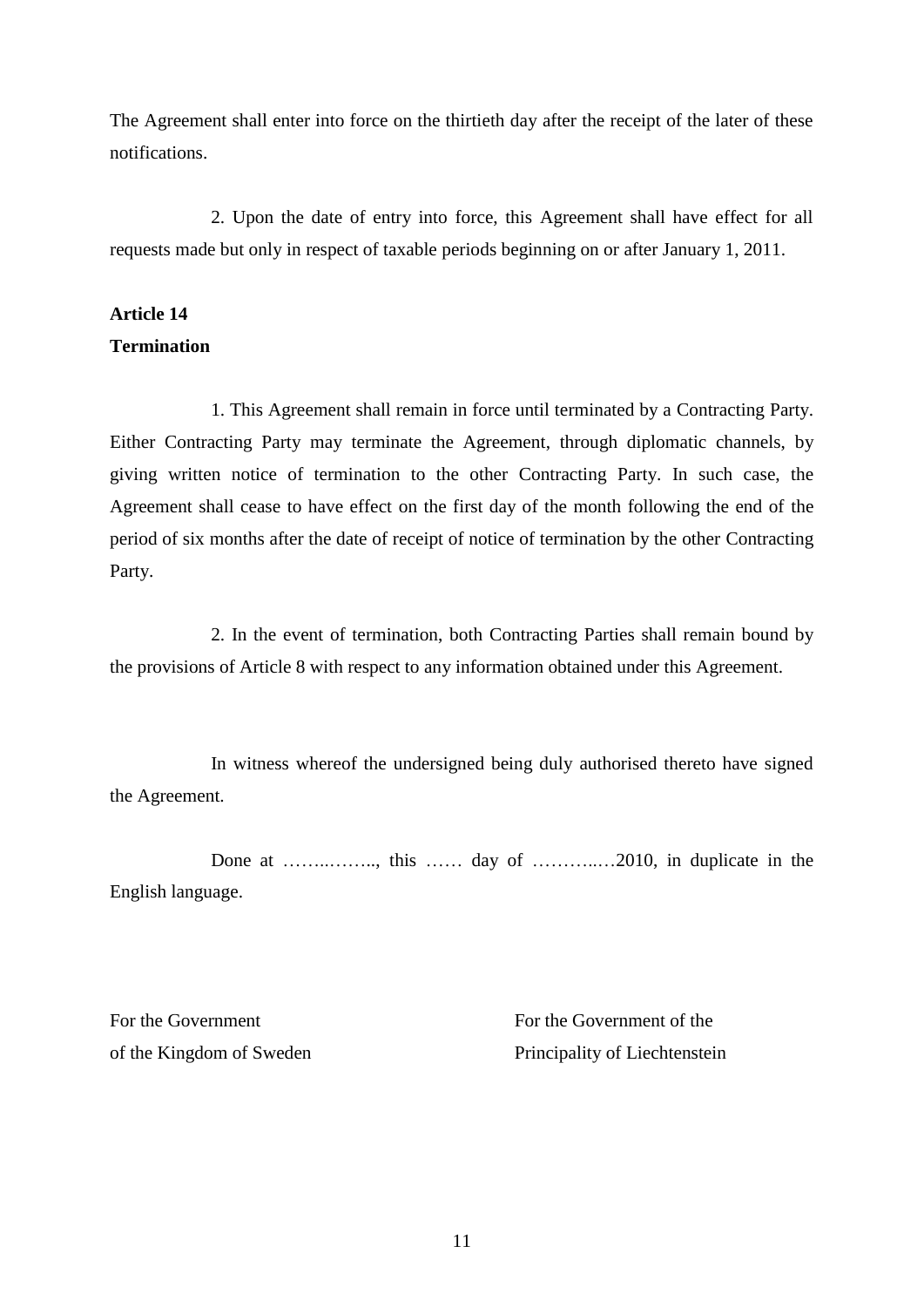The Agreement shall enter into force on the thirtieth day after the receipt of the later of these notifications.

2. Upon the date of entry into force, this Agreement shall have effect for all requests made but only in respect of taxable periods beginning on or after January 1, 2011.

**Article 14**
**Termination**

1. This Agreement shall remain in force until terminated by a Contracting Party. Either Contracting Party may terminate the Agreement, through diplomatic channels, by giving written notice of termination to the other Contracting Party. In such case, the Agreement shall cease to have effect on the first day of the month following the end of the period of six months after the date of receipt of notice of termination by the other Contracting Party.

2. In the event of termination, both Contracting Parties shall remain bound by the provisions of Article 8 with respect to any information obtained under this Agreement.

In witness whereof the undersigned being duly authorised thereto have signed the Agreement.

Done at ……..…….., this …… day of ………..…2010, in duplicate in the English language.

| For the Government of the Kingdom of Sweden | For the Government of the Principality of Liechtenstein |
|---|---|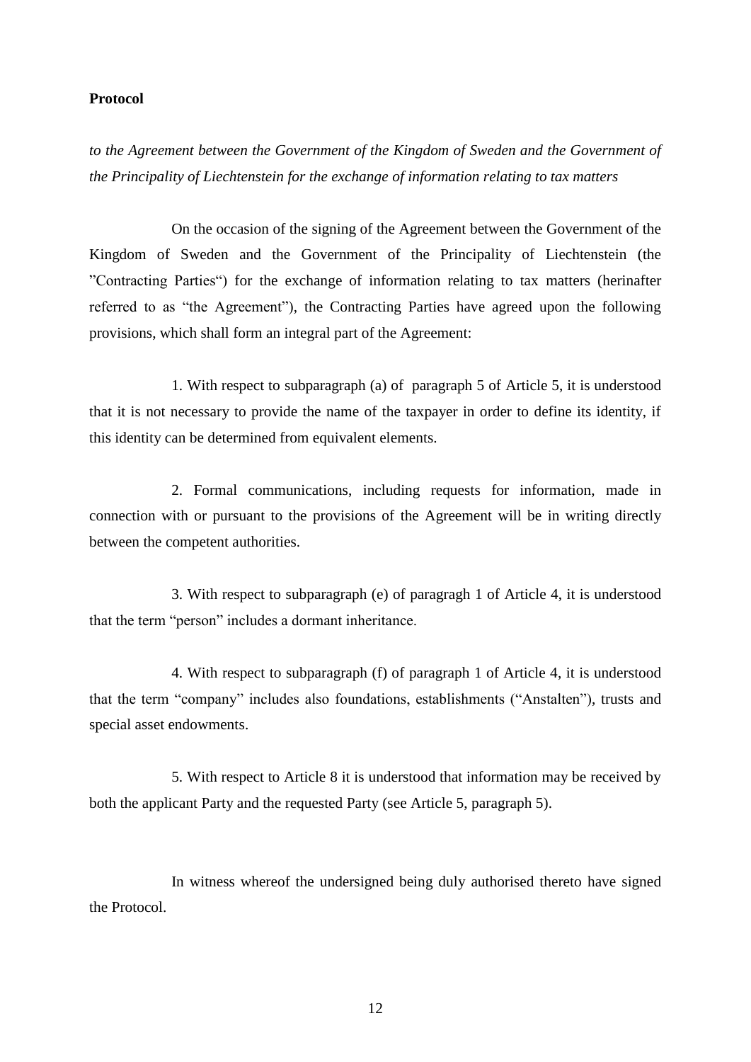**Protocol**

*to the Agreement between the Government of the Kingdom of Sweden and the Government of the Principality of Liechtenstein for the exchange of information relating to tax matters*

On the occasion of the signing of the Agreement between the Government of the Kingdom of Sweden and the Government of the Principality of Liechtenstein (the ”Contracting Parties“) for the exchange of information relating to tax matters (herinafter referred to as “the Agreement”), the Contracting Parties have agreed upon the following provisions, which shall form an integral part of the Agreement:

1. With respect to subparagraph (a) of paragraph 5 of Article 5, it is understood that it is not necessary to provide the name of the taxpayer in order to define its identity, if this identity can be determined from equivalent elements.

2. Formal communications, including requests for information, made in connection with or pursuant to the provisions of the Agreement will be in writing directly between the competent authorities.

3. With respect to subparagraph (e) of paragragh 1 of Article 4, it is understood that the term “person” includes a dormant inheritance.

4. With respect to subparagraph (f) of paragraph 1 of Article 4, it is understood that the term “company” includes also foundations, establishments (“Anstalten”), trusts and special asset endowments.

5. With respect to Article 8 it is understood that information may be received by both the applicant Party and the requested Party (see Article 5, paragraph 5).

In witness whereof the undersigned being duly authorised thereto have signed the Protocol.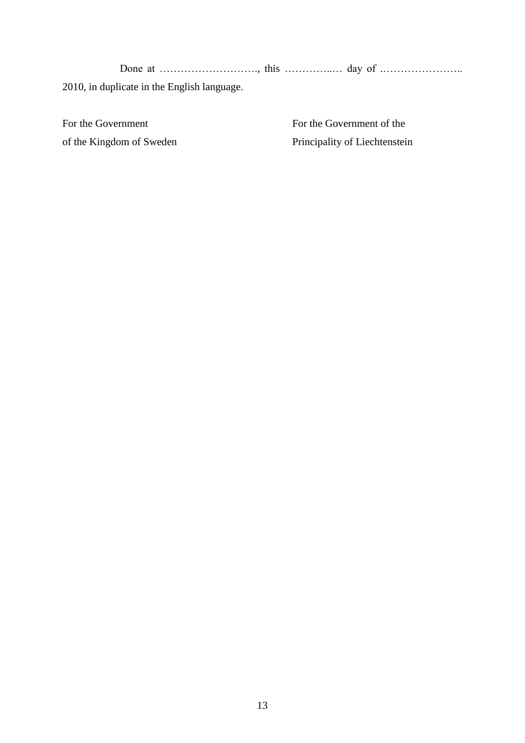Done at ………………………., this …………..… day of .………………….. 2010, in duplicate in the English language.

| | |
|---|---|
| For the Government<br>of the Kingdom of Sweden | For the Government of the<br>Principality of Liechtenstein |